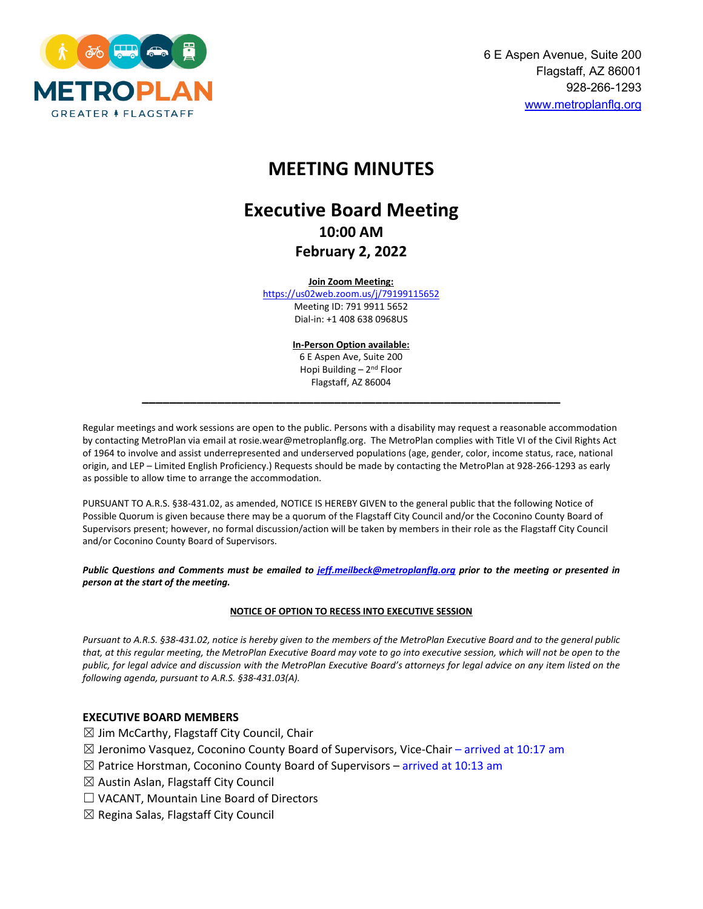METROPLAN
GREATER FLAGSTAFF

6 E Aspen Avenue, Suite 200
Flagstaff, AZ 86001
928-266-1293
www.metroplanflg.org

# MEETING MINUTES

## Executive Board Meeting

**10:00 AM**

**February 2, 2022**

**Join Zoom Meeting:**
https://us02web.zoom.us/j/79199115652
Meeting ID: 791 9911 5652
Dial-in: +1 408 638 0968US

**In-Person Option available:**
6 E Aspen Ave, Suite 200
Hopi Building – 2nd Floor
Flagstaff, AZ 86004

---

Regular meetings and work sessions are open to the public. Persons with a disability may request a reasonable accommodation by contacting MetroPlan via email at rosie.wear@metroplanflg.org. The MetroPlan complies with Title VI of the Civil Rights Act of 1964 to involve and assist underrepresented and underserved populations (age, gender, color, income status, race, national origin, and LEP – Limited English Proficiency.) Requests should be made by contacting the MetroPlan at 928-266-1293 as early as possible to allow time to arrange the accommodation.

PURSUANT TO A.R.S. §38-431.02, as amended, NOTICE IS HEREBY GIVEN to the general public that the following Notice of Possible Quorum is given because there may be a quorum of the Flagstaff City Council and/or the Coconino County Board of Supervisors present; however, no formal discussion/action will be taken by members in their role as the Flagstaff City Council and/or Coconino County Board of Supervisors.

***Public Questions and Comments must be emailed to jeff.meilbeck@metroplanflg.org prior to the meeting or presented in person at the start of the meeting.***

**NOTICE OF OPTION TO RECESS INTO EXECUTIVE SESSION**

*Pursuant to A.R.S. §38-431.02, notice is hereby given to the members of the MetroPlan Executive Board and to the general public that, at this regular meeting, the MetroPlan Executive Board may vote to go into executive session, which will not be open to the public, for legal advice and discussion with the MetroPlan Executive Board's attorneys for legal advice on any item listed on the following agenda, pursuant to A.R.S. §38-431.03(A).*

### EXECUTIVE BOARD MEMBERS

☒ Jim McCarthy, Flagstaff City Council, Chair
☒ Jeronimo Vasquez, Coconino County Board of Supervisors, Vice-Chair – arrived at 10:17 am
☒ Patrice Horstman, Coconino County Board of Supervisors – arrived at 10:13 am
☒ Austin Aslan, Flagstaff City Council
☐ VACANT, Mountain Line Board of Directors
☒ Regina Salas, Flagstaff City Council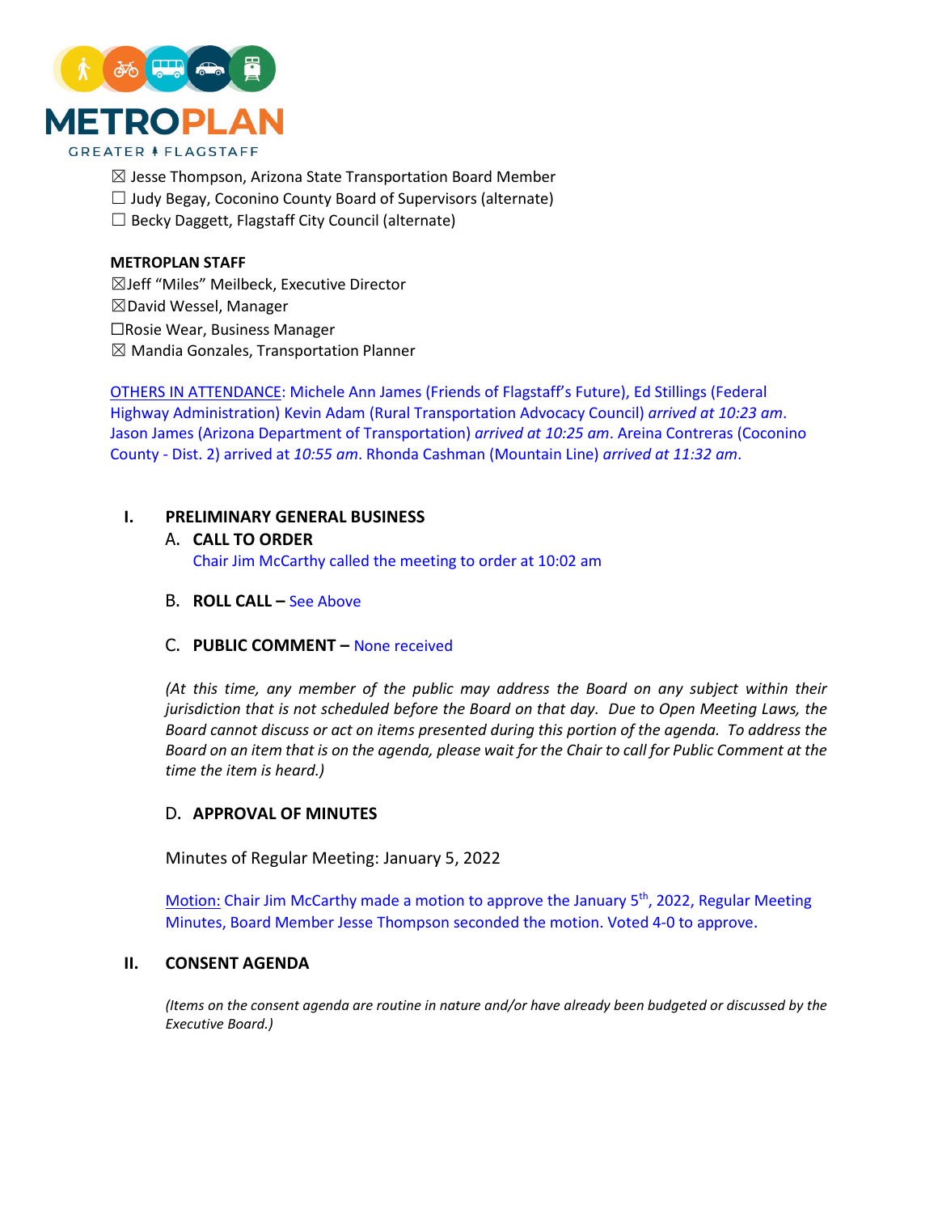☒ Jesse Thompson, Arizona State Transportation Board Member
☐ Judy Begay, Coconino County Board of Supervisors (alternate)
☐ Becky Daggett, Flagstaff City Council (alternate)

**METROPLAN STAFF**
☒Jeff "Miles" Meilbeck, Executive Director
☒David Wessel, Manager
☐Rosie Wear, Business Manager
☒ Mandia Gonzales, Transportation Planner

OTHERS IN ATTENDANCE: Michele Ann James (Friends of Flagstaff's Future), Ed Stillings (Federal Highway Administration) Kevin Adam (Rural Transportation Advocacy Council) *arrived at 10:23 am*. Jason James (Arizona Department of Transportation) *arrived at 10:25 am*. Areina Contreras (Coconino County - Dist. 2) arrived at *10:55 am*. Rhonda Cashman (Mountain Line) *arrived at 11:32 am*.

## I. PRELIMINARY GENERAL BUSINESS

### A. CALL TO ORDER

Chair Jim McCarthy called the meeting to order at 10:02 am

### B. ROLL CALL – See Above

### C. PUBLIC COMMENT – None received

*(At this time, any member of the public may address the Board on any subject within their jurisdiction that is not scheduled before the Board on that day. Due to Open Meeting Laws, the Board cannot discuss or act on items presented during this portion of the agenda. To address the Board on an item that is on the agenda, please wait for the Chair to call for Public Comment at the time the item is heard.)*

### D. APPROVAL OF MINUTES

Minutes of Regular Meeting: January 5, 2022

Motion: Chair Jim McCarthy made a motion to approve the January 5th, 2022, Regular Meeting Minutes, Board Member Jesse Thompson seconded the motion. Voted 4-0 to approve.

## II. CONSENT AGENDA

*(Items on the consent agenda are routine in nature and/or have already been budgeted or discussed by the Executive Board.)*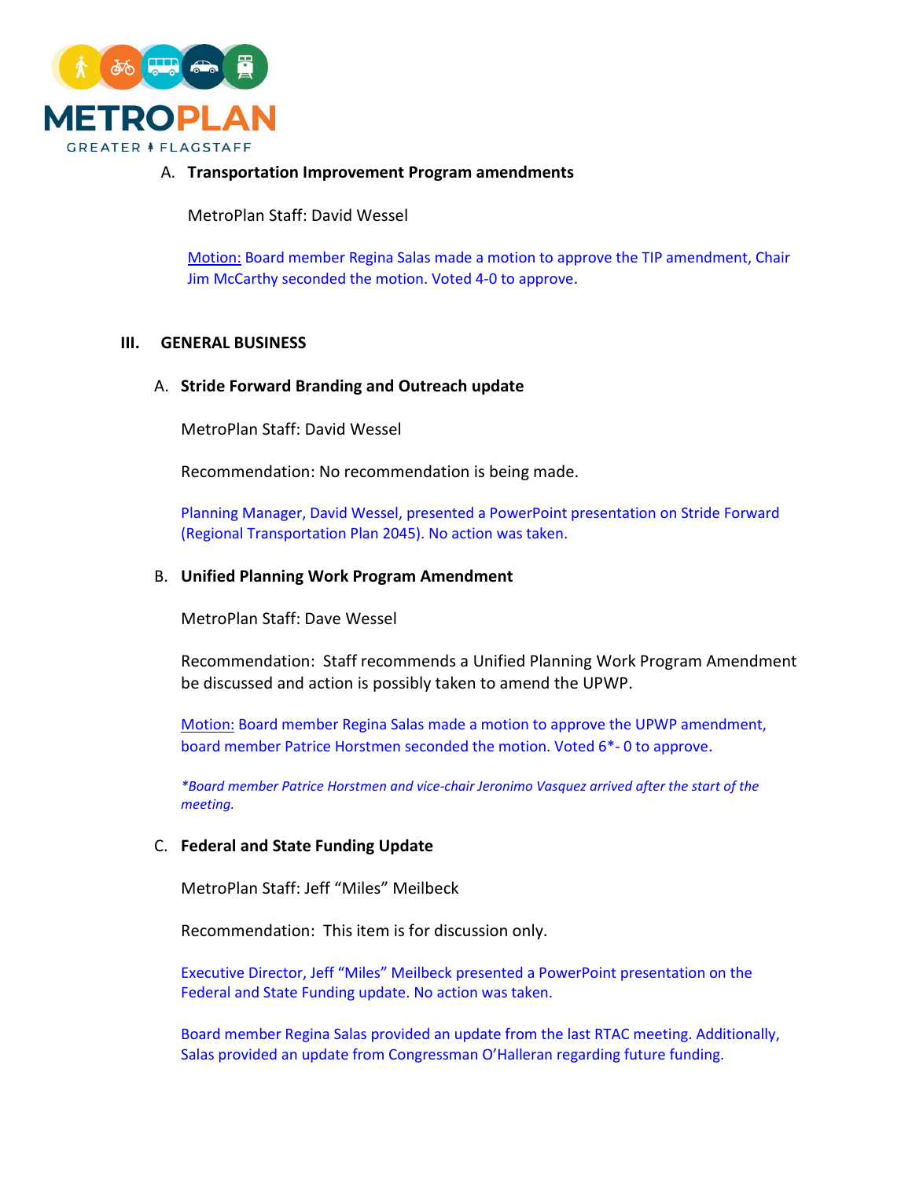A. **Transportation Improvement Program amendments**

MetroPlan Staff: David Wessel

Motion: Board member Regina Salas made a motion to approve the TIP amendment, Chair Jim McCarthy seconded the motion. Voted 4-0 to approve.

## III. GENERAL BUSINESS

A. **Stride Forward Branding and Outreach update**

MetroPlan Staff: David Wessel

Recommendation: No recommendation is being made.

Planning Manager, David Wessel, presented a PowerPoint presentation on Stride Forward (Regional Transportation Plan 2045). No action was taken.

B. **Unified Planning Work Program Amendment**

MetroPlan Staff: Dave Wessel

Recommendation: Staff recommends a Unified Planning Work Program Amendment be discussed and action is possibly taken to amend the UPWP.

Motion: Board member Regina Salas made a motion to approve the UPWP amendment, board member Patrice Horstmen seconded the motion. Voted 6*- 0 to approve.

*\*Board member Patrice Horstmen and vice-chair Jeronimo Vasquez arrived after the start of the meeting.*

C. **Federal and State Funding Update**

MetroPlan Staff: Jeff "Miles" Meilbeck

Recommendation: This item is for discussion only.

Executive Director, Jeff "Miles" Meilbeck presented a PowerPoint presentation on the Federal and State Funding update. No action was taken.

Board member Regina Salas provided an update from the last RTAC meeting. Additionally, Salas provided an update from Congressman O'Halleran regarding future funding.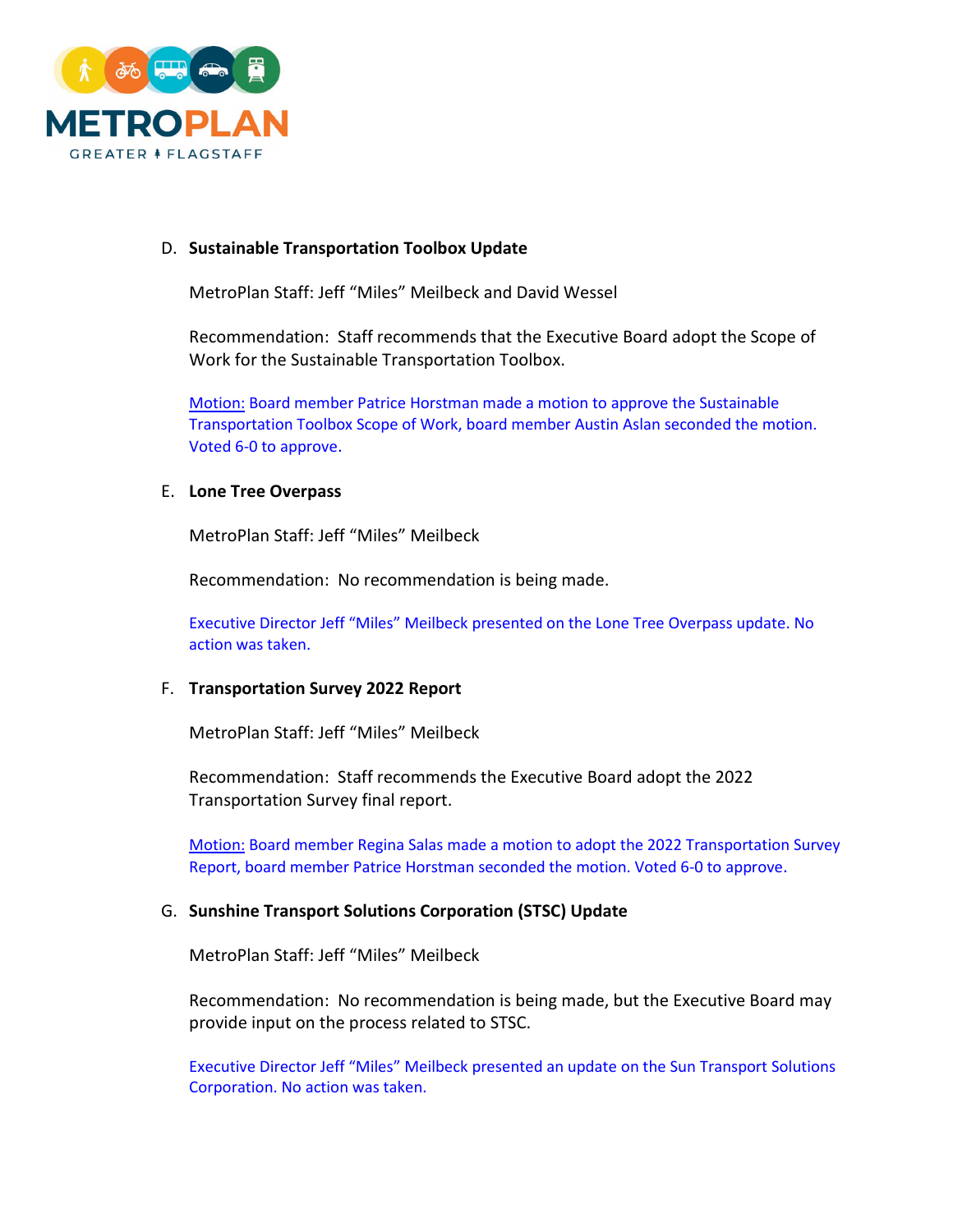D. **Sustainable Transportation Toolbox Update**

MetroPlan Staff: Jeff "Miles" Meilbeck and David Wessel

Recommendation: Staff recommends that the Executive Board adopt the Scope of Work for the Sustainable Transportation Toolbox.

Motion: Board member Patrice Horstman made a motion to approve the Sustainable Transportation Toolbox Scope of Work, board member Austin Aslan seconded the motion. Voted 6-0 to approve.

E. **Lone Tree Overpass**

MetroPlan Staff: Jeff "Miles" Meilbeck

Recommendation: No recommendation is being made.

Executive Director Jeff "Miles" Meilbeck presented on the Lone Tree Overpass update. No action was taken.

F. **Transportation Survey 2022 Report**

MetroPlan Staff: Jeff "Miles" Meilbeck

Recommendation: Staff recommends the Executive Board adopt the 2022 Transportation Survey final report.

Motion: Board member Regina Salas made a motion to adopt the 2022 Transportation Survey Report, board member Patrice Horstman seconded the motion. Voted 6-0 to approve.

G. **Sunshine Transport Solutions Corporation (STSC) Update**

MetroPlan Staff: Jeff "Miles" Meilbeck

Recommendation: No recommendation is being made, but the Executive Board may provide input on the process related to STSC.

Executive Director Jeff "Miles" Meilbeck presented an update on the Sun Transport Solutions Corporation. No action was taken.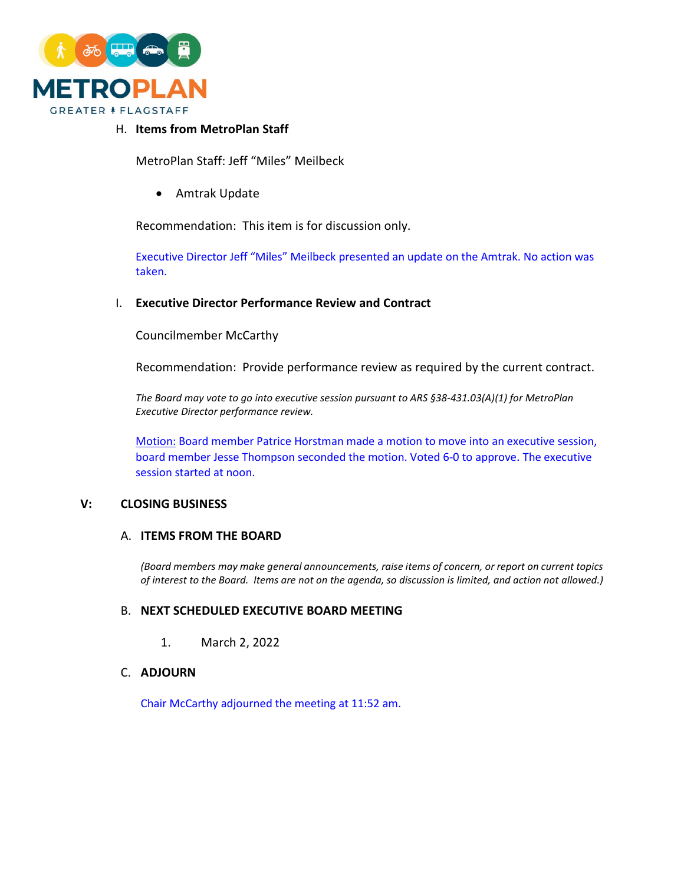H. **Items from MetroPlan Staff**

MetroPlan Staff: Jeff "Miles" Meilbeck

- Amtrak Update

Recommendation: This item is for discussion only.

Executive Director Jeff "Miles" Meilbeck presented an update on the Amtrak. No action was taken.

I. **Executive Director Performance Review and Contract**

Councilmember McCarthy

Recommendation: Provide performance review as required by the current contract.

*The Board may vote to go into executive session pursuant to ARS §38-431.03(A)(1) for MetroPlan Executive Director performance review.*

Motion: Board member Patrice Horstman made a motion to move into an executive session, board member Jesse Thompson seconded the motion. Voted 6-0 to approve. The executive session started at noon.

## V: CLOSING BUSINESS

### A. ITEMS FROM THE BOARD

*(Board members may make general announcements, raise items of concern, or report on current topics of interest to the Board. Items are not on the agenda, so discussion is limited, and action not allowed.)*

### B. NEXT SCHEDULED EXECUTIVE BOARD MEETING

1. March 2, 2022

### C. ADJOURN

Chair McCarthy adjourned the meeting at 11:52 am.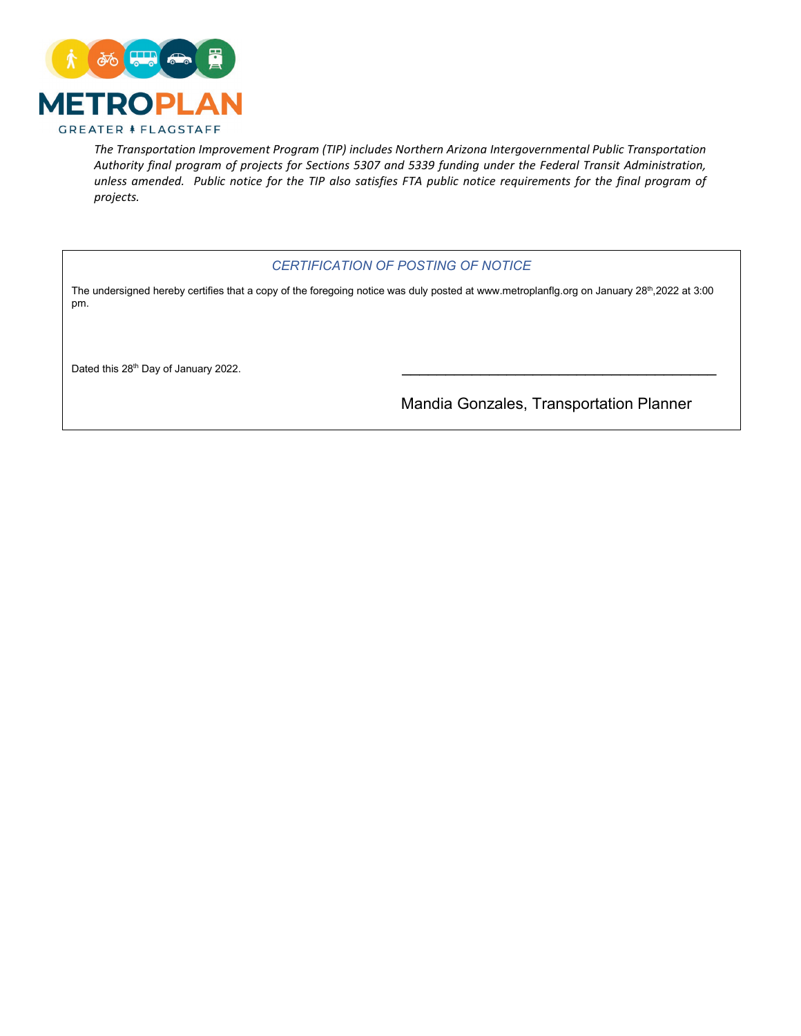METROPLAN

GREATER FLAGSTAFF

*The Transportation Improvement Program (TIP) includes Northern Arizona Intergovernmental Public Transportation Authority final program of projects for Sections 5307 and 5339 funding under the Federal Transit Administration, unless amended. Public notice for the TIP also satisfies FTA public notice requirements for the final program of projects.*

*CERTIFICATION OF POSTING OF NOTICE*

The undersigned hereby certifies that a copy of the foregoing notice was duly posted at www.metroplanflg.org on January 28th,2022 at 3:00 pm.

Dated this 28th Day of January 2022.

\_\_\_\_\_\_\_\_\_\_\_\_\_\_\_\_\_\_\_\_\_\_\_\_\_\_\_\_\_\_\_\_\_\_\_\_\_\_\_\_

Mandia Gonzales, Transportation Planner